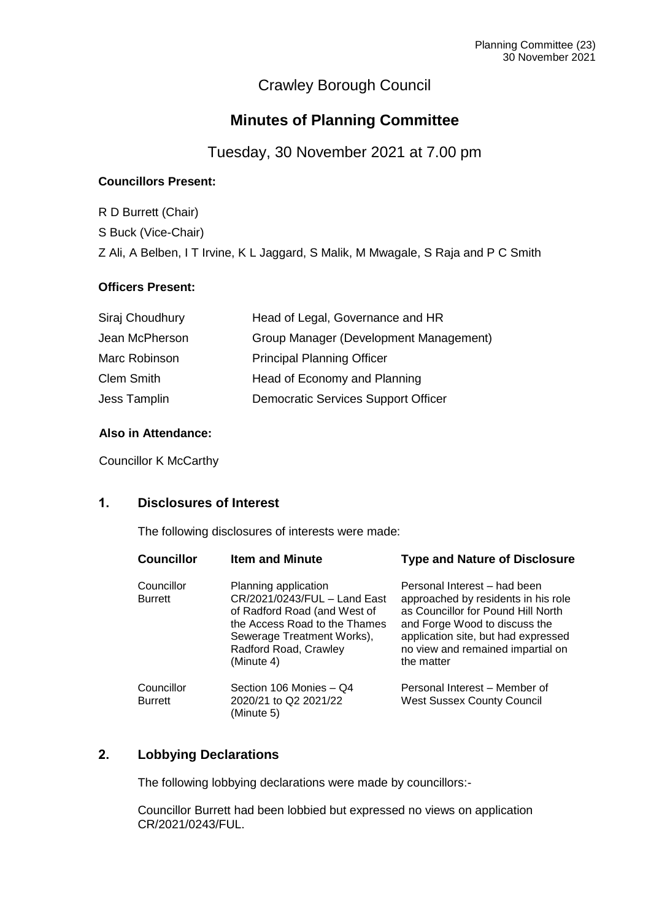# Crawley Borough Council

## Minutes of Planning Committee

Tuesday, 30 November 2021 at 7.00 pm

**Councillors Present:**

R D Burrett (Chair)

S Buck (Vice-Chair)

Z Ali, A Belben, I T Irvine, K L Jaggard, S Malik, M Mwagale, S Raja and P C Smith

**Officers Present:**

| | |
|---|---|
| Siraj Choudhury | Head of Legal, Governance and HR |
| Jean McPherson | Group Manager (Development Management) |
| Marc Robinson | Principal Planning Officer |
| Clem Smith | Head of Economy and Planning |
| Jess Tamplin | Democratic Services Support Officer |

**Also in Attendance:**

Councillor K McCarthy

### 1. Disclosures of Interest

The following disclosures of interests were made:

| Councillor | Item and Minute | Type and Nature of Disclosure |
|---|---|---|
| Councillor Burrett | Planning application CR/2021/0243/FUL – Land East of Radford Road (and West of the Access Road to the Thames Sewerage Treatment Works), Radford Road, Crawley (Minute 4) | Personal Interest – had been approached by residents in his role as Councillor for Pound Hill North and Forge Wood to discuss the application site, but had expressed no view and remained impartial on the matter |
| Councillor Burrett | Section 106 Monies – Q4 2020/21 to Q2 2021/22 (Minute 5) | Personal Interest – Member of West Sussex County Council |

### 2. Lobbying Declarations

The following lobbying declarations were made by councillors:-

Councillor Burrett had been lobbied but expressed no views on application CR/2021/0243/FUL.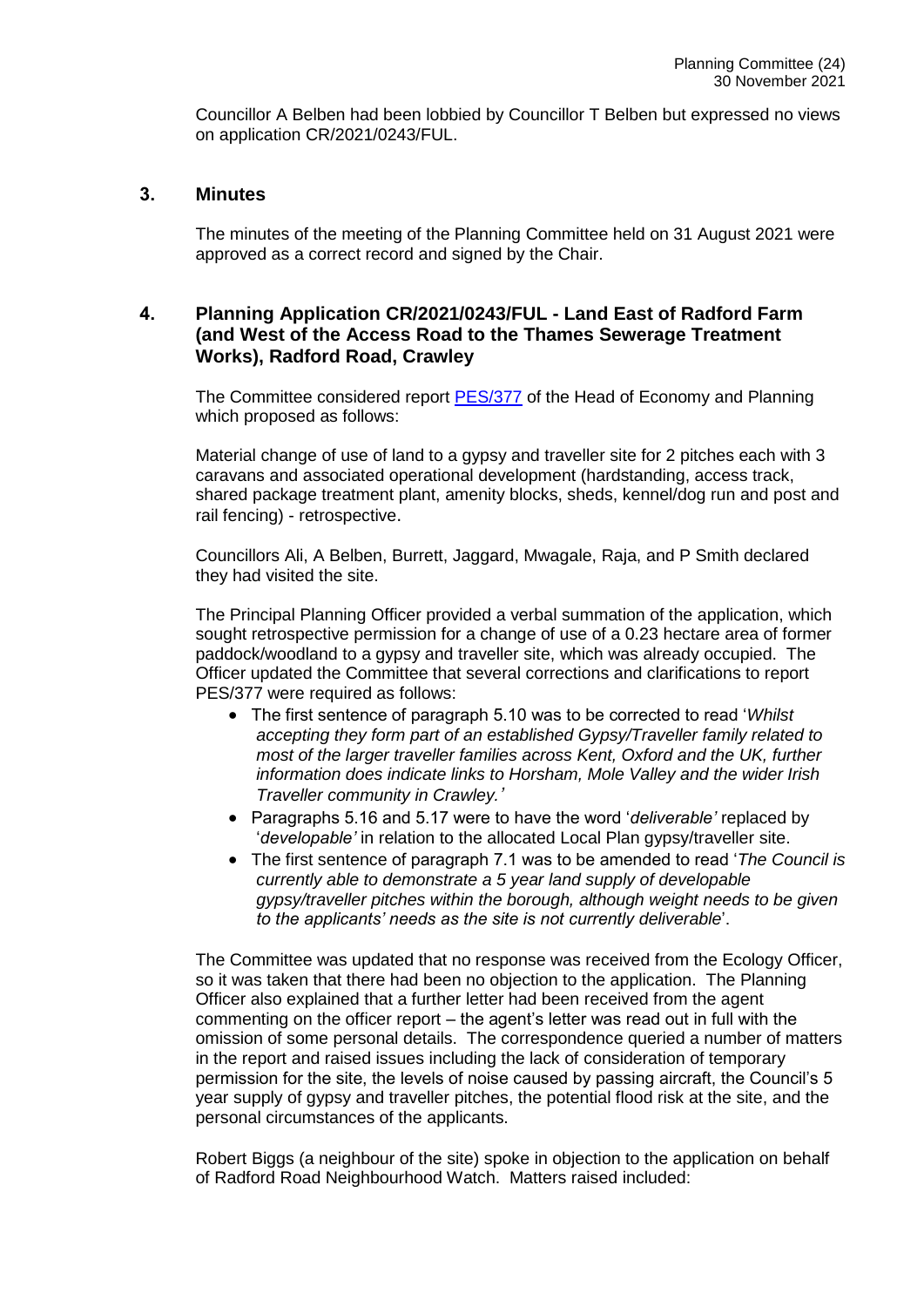Councillor A Belben had been lobbied by Councillor T Belben but expressed no views on application CR/2021/0243/FUL.

## 3. Minutes

The minutes of the meeting of the Planning Committee held on 31 August 2021 were approved as a correct record and signed by the Chair.

## 4. Planning Application CR/2021/0243/FUL - Land East of Radford Farm (and West of the Access Road to the Thames Sewerage Treatment Works), Radford Road, Crawley

The Committee considered report PES/377 of the Head of Economy and Planning which proposed as follows:

Material change of use of land to a gypsy and traveller site for 2 pitches each with 3 caravans and associated operational development (hardstanding, access track, shared package treatment plant, amenity blocks, sheds, kennel/dog run and post and rail fencing) - retrospective.

Councillors Ali, A Belben, Burrett, Jaggard, Mwagale, Raja, and P Smith declared they had visited the site.

The Principal Planning Officer provided a verbal summation of the application, which sought retrospective permission for a change of use of a 0.23 hectare area of former paddock/woodland to a gypsy and traveller site, which was already occupied. The Officer updated the Committee that several corrections and clarifications to report PES/377 were required as follows:

- The first sentence of paragraph 5.10 was to be corrected to read '*Whilst accepting they form part of an established Gypsy/Traveller family related to most of the larger traveller families across Kent, Oxford and the UK, further information does indicate links to Horsham, Mole Valley and the wider Irish Traveller community in Crawley.*'
- Paragraphs 5.16 and 5.17 were to have the word '*deliverable*' replaced by '*developable*' in relation to the allocated Local Plan gypsy/traveller site.
- The first sentence of paragraph 7.1 was to be amended to read '*The Council is currently able to demonstrate a 5 year land supply of developable gypsy/traveller pitches within the borough, although weight needs to be given to the applicants' needs as the site is not currently deliverable*'.

The Committee was updated that no response was received from the Ecology Officer, so it was taken that there had been no objection to the application. The Planning Officer also explained that a further letter had been received from the agent commenting on the officer report – the agent's letter was read out in full with the omission of some personal details. The correspondence queried a number of matters in the report and raised issues including the lack of consideration of temporary permission for the site, the levels of noise caused by passing aircraft, the Council's 5 year supply of gypsy and traveller pitches, the potential flood risk at the site, and the personal circumstances of the applicants.

Robert Biggs (a neighbour of the site) spoke in objection to the application on behalf of Radford Road Neighbourhood Watch. Matters raised included: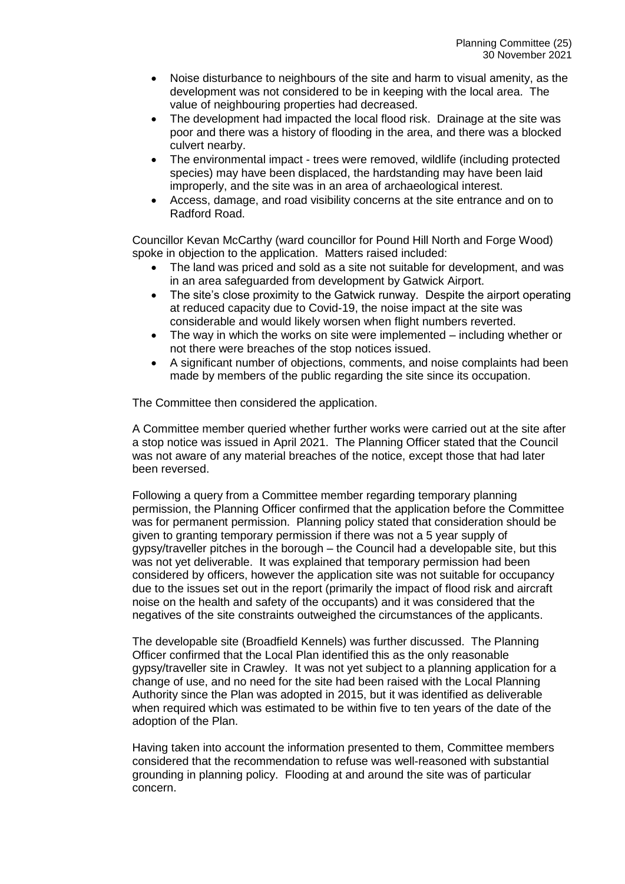- Noise disturbance to neighbours of the site and harm to visual amenity, as the development was not considered to be in keeping with the local area. The value of neighbouring properties had decreased.
- The development had impacted the local flood risk. Drainage at the site was poor and there was a history of flooding in the area, and there was a blocked culvert nearby.
- The environmental impact - trees were removed, wildlife (including protected species) may have been displaced, the hardstanding may have been laid improperly, and the site was in an area of archaeological interest.
- Access, damage, and road visibility concerns at the site entrance and on to Radford Road.

Councillor Kevan McCarthy (ward councillor for Pound Hill North and Forge Wood) spoke in objection to the application. Matters raised included:

- The land was priced and sold as a site not suitable for development, and was in an area safeguarded from development by Gatwick Airport.
- The site's close proximity to the Gatwick runway. Despite the airport operating at reduced capacity due to Covid-19, the noise impact at the site was considerable and would likely worsen when flight numbers reverted.
- The way in which the works on site were implemented – including whether or not there were breaches of the stop notices issued.
- A significant number of objections, comments, and noise complaints had been made by members of the public regarding the site since its occupation.

The Committee then considered the application.

A Committee member queried whether further works were carried out at the site after a stop notice was issued in April 2021. The Planning Officer stated that the Council was not aware of any material breaches of the notice, except those that had later been reversed.

Following a query from a Committee member regarding temporary planning permission, the Planning Officer confirmed that the application before the Committee was for permanent permission. Planning policy stated that consideration should be given to granting temporary permission if there was not a 5 year supply of gypsy/traveller pitches in the borough – the Council had a developable site, but this was not yet deliverable. It was explained that temporary permission had been considered by officers, however the application site was not suitable for occupancy due to the issues set out in the report (primarily the impact of flood risk and aircraft noise on the health and safety of the occupants) and it was considered that the negatives of the site constraints outweighed the circumstances of the applicants.

The developable site (Broadfield Kennels) was further discussed. The Planning Officer confirmed that the Local Plan identified this as the only reasonable gypsy/traveller site in Crawley. It was not yet subject to a planning application for a change of use, and no need for the site had been raised with the Local Planning Authority since the Plan was adopted in 2015, but it was identified as deliverable when required which was estimated to be within five to ten years of the date of the adoption of the Plan.

Having taken into account the information presented to them, Committee members considered that the recommendation to refuse was well-reasoned with substantial grounding in planning policy. Flooding at and around the site was of particular concern.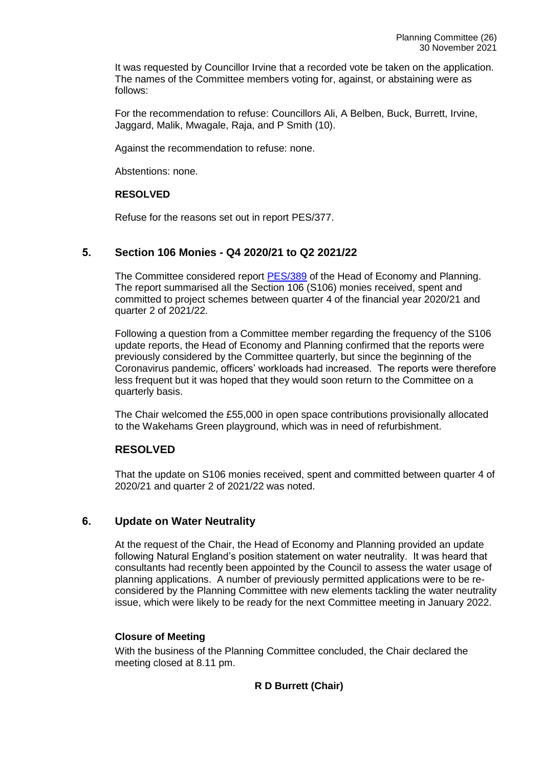It was requested by Councillor Irvine that a recorded vote be taken on the application. The names of the Committee members voting for, against, or abstaining were as follows:

For the recommendation to refuse: Councillors Ali, A Belben, Buck, Burrett, Irvine, Jaggard, Malik, Mwagale, Raja, and P Smith (10).

Against the recommendation to refuse: none.

Abstentions: none.

**RESOLVED**

Refuse for the reasons set out in report PES/377.

## 5. Section 106 Monies - Q4 2020/21 to Q2 2021/22

The Committee considered report PES/389 of the Head of Economy and Planning. The report summarised all the Section 106 (S106) monies received, spent and committed to project schemes between quarter 4 of the financial year 2020/21 and quarter 2 of 2021/22.

Following a question from a Committee member regarding the frequency of the S106 update reports, the Head of Economy and Planning confirmed that the reports were previously considered by the Committee quarterly, but since the beginning of the Coronavirus pandemic, officers' workloads had increased. The reports were therefore less frequent but it was hoped that they would soon return to the Committee on a quarterly basis.

The Chair welcomed the £55,000 in open space contributions provisionally allocated to the Wakehams Green playground, which was in need of refurbishment.

### RESOLVED

That the update on S106 monies received, spent and committed between quarter 4 of 2020/21 and quarter 2 of 2021/22 was noted.

## 6. Update on Water Neutrality

At the request of the Chair, the Head of Economy and Planning provided an update following Natural England's position statement on water neutrality. It was heard that consultants had recently been appointed by the Council to assess the water usage of planning applications. A number of previously permitted applications were to be re-considered by the Planning Committee with new elements tackling the water neutrality issue, which were likely to be ready for the next Committee meeting in January 2022.

**Closure of Meeting**

With the business of the Planning Committee concluded, the Chair declared the meeting closed at 8.11 pm.

**R D Burrett (Chair)**